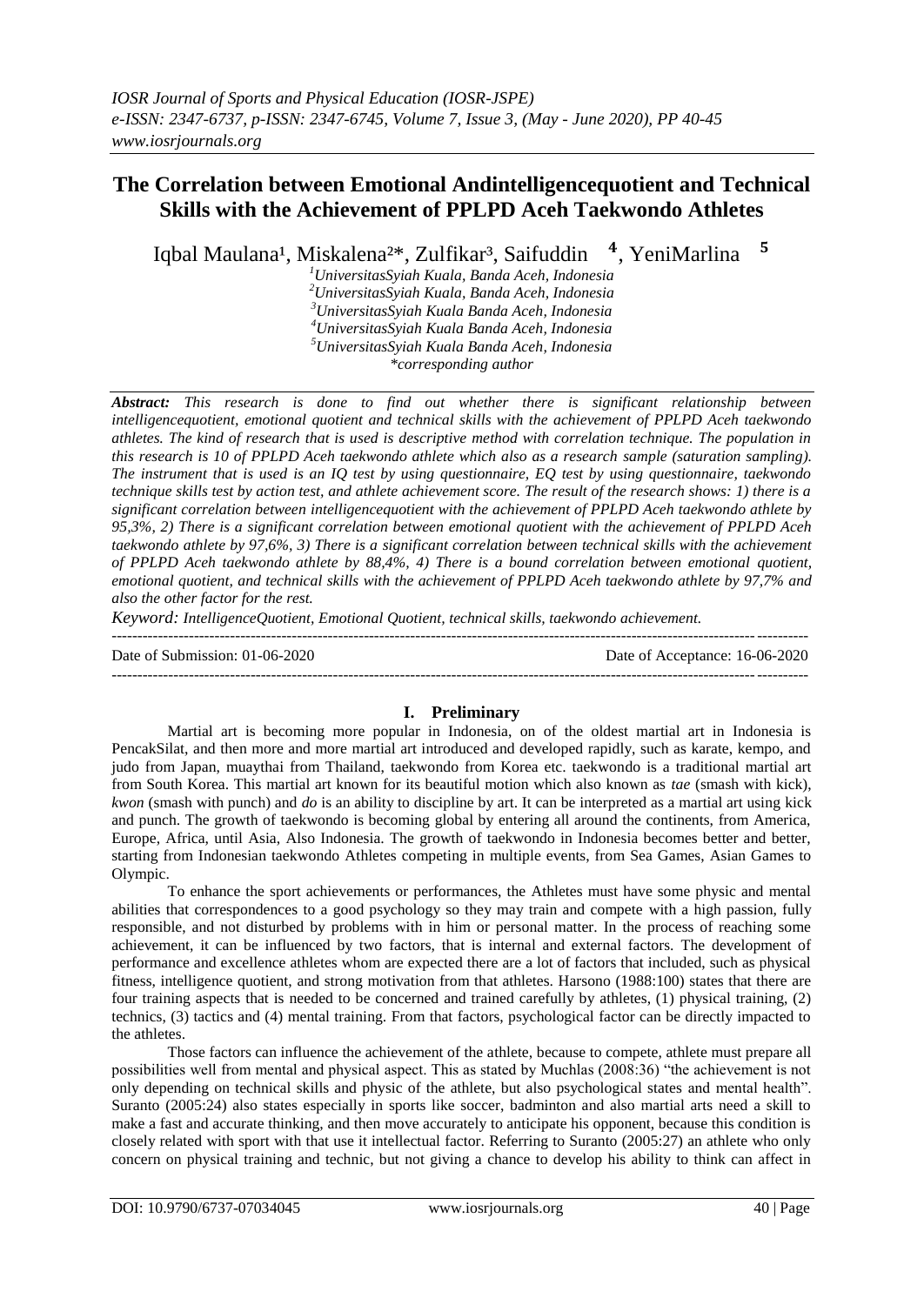# The Correlation between Emotional Andintelligencequotient and Technical Skills with the Achievement of PPLPD Aceh Taekwondo Athletes

Iqbal Maulana[1], Miskalena[2]*, Zulfikar[3], Saifuddin [4], YeniMarlina [5]

[1]UniversitasSyiah Kuala, Banda Aceh, Indonesia
[2]UniversitasSyiah Kuala, Banda Aceh, Indonesia
[3]UniversitasSyiah Kuala Banda Aceh, Indonesia
[4]UniversitasSyiah Kuala Banda Aceh, Indonesia
[5]UniversitasSyiah Kuala Banda Aceh, Indonesia
*corresponding author

***Abstract:*** *This research is done to find out whether there is significant relationship between intelligencequotient, emotional quotient and technical skills with the achievement of PPLPD Aceh taekwondo athletes. The kind of research that is used is descriptive method with correlation technique. The population in this research is 10 of PPLPD Aceh taekwondo athlete which also as a research sample (saturation sampling). The instrument that is used is an IQ test by using questionnaire, EQ test by using questionnaire, taekwondo technique skills test by action test, and athlete achievement score. The result of the research shows: 1) there is a significant correlation between intelligencequotient with the achievement of PPLPD Aceh taekwondo athlete by 95,3%, 2) There is a significant correlation between emotional quotient with the achieveent of PPLPD Aceh taekwondo athlete by 97,6%, 3) There is a significant correlation between technical skills with the achievement of PPLPD Aceh taekwondo athlete by 88,4%, 4) There is a bound correlation between emotional quotient, emotional quotient, and technical skills with the achievement of PPLPD Aceh taekwondo athlete by 97,7% and also the other factor for the rest.*

***Keyword:*** *IntelligenceQuotient, Emotional Quotient, technical skills, taekwondo achievement.*

---

Date of Submission: 01-06-2020 | Date of Acceptance: 16-06-2020

---

## I. Preliminary

Martial art is becoming more popular in Indonesia, on of the oldest martial art in Indonesia is PencakSilat, and then more and more martial art introduced and developed rapidly, such as karate, kempo, and judo from Japan, muaythai from Thailand, taekwondo from Korea etc. taekwondo is a traditional martial art from South Korea. This martial art known for its beautiful motion which also known as *tae* (smash with kick), *kwon* (smash with punch) and *do* is an ability to discipline by art. It can be interpreted as a martial art using kick and punch. The growth of taekwondo is becoming global by entering all around the continents, from America, Europe, Africa, until Asia, Also Indonesia. The growth of taekwondo in Indonesia becomes better and better, starting from Indonesian taekwondo Athletes competing in multiple events, from Sea Games, Asian Games to Olympic.

To enhance the sport achievements or performances, the Athletes must have some physic and mental abilities that correspondences to a good psychology so they may train and compete with a high passion, fully responsible, and not disturbed by problems with in him or personal matter. In the process of reaching some achievement, it can be influenced by two factors, that is internal and external factors. The development of performance and excellence athletes whom are expected there are a lot of factors that included, such as physical fitness, intelligence quotient, and strong motivation from that athletes. Harsono (1988:100) states that there are four training aspects that is needed to be concerned and trained carefully by athletes, (1) physical training, (2) technics, (3) tactics and (4) mental training. From that factors, psychological factor can be directly impacted to the athletes.

Those factors can influence the achievement of the athlete, because to compete, athlete must prepare all possibilities well from mental and physical aspect. This as stated by Muchlas (2008:36) "the achievement is not only depending on technical skills and physic of the athlete, but also psychological states and mental health". Suranto (2005:24) also states especially in sports like soccer, badminton and also martial arts need a skill to make a fast and accurate thinking, and then move accurately to anticipate his opponent, because this condition is closely related with sport with that use it intellectual factor. Referring to Suranto (2005:27) an athlete who only concern on physical training and technic, but not giving a chance to develop his ability to think can affect in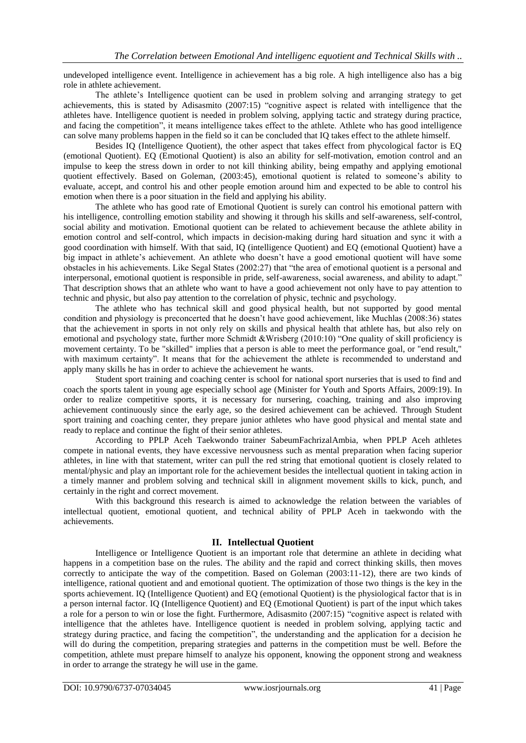undeveloped intelligence event. Intelligence in achievement has a big role. A high intelligence also has a big role in athlete achievement.

The athlete's Intelligence quotient can be used in problem solving and arranging strategy to get achievements, this is stated by Adisasmito (2007:15) "cognitive aspect is related with intelligence that the athletes have. Intelligence quotient is needed in problem solving, applying tactic and strategy during practice, and facing the competition", it means intelligence takes effect to the athlete. Athlete who has good intelligence can solve many problems happen in the field so it can be concluded that IQ takes effect to the athlete himself.

Besides IQ (Intelligence Quotient), the other aspect that takes effect from phycological factor is EQ (emotional Quotient). EQ (Emotional Quotient) is also an ability for self-motivation, emotion control and an impulse to keep the stress down in order to not kill thinking ability, being empathy and applying emotional quotient effectively. Based on Goleman, (2003:45), emotional quotient is related to someone's ability to evaluate, accept, and control his and other people emotion around him and expected to be able to control his emotion when there is a poor situation in the field and applying his ability.

The athlete who has good rate of Emotional Quotient is surely can control his emotional pattern with his intelligence, controlling emotion stability and showing it through his skills and self-awareness, self-control, social ability and motivation. Emotional quotient can be related to achievement because the athlete ability in emotion control and self-control, which impacts in decision-making during hard situation and sync it with a good coordination with himself. With that said, IQ (intelligence Quotient) and EQ (emotional Quotient) have a big impact in athlete's achievement. An athlete who doesn't have a good emotional quotient will have some obstacles in his achievements. Like Segal States (2002:27) that "the area of emotional quotient is a personal and interpersonal, emotional quotient is responsible in pride, self-awareness, social awareness, and ability to adapt." That description shows that an athlete who want to have a good achievement not only have to pay attention to technic and physic, but also pay attention to the correlation of physic, technic and psychology.

The athlete who has technical skill and good physical health, but not supported by good mental condition and physiology is preconcerted that he doesn't have good achievement, like Muchlas (2008:36) states that the achievement in sports in not only rely on skills and physical health that athlete has, but also rely on emotional and psychology state, further more Schmidt &Wrisberg (2010:10) "One quality of skill proficiency is movement certainty. To be "skilled" implies that a person is able to meet the performance goal, or "end result," with maximum certainty". It means that for the achievement the athlete is recommended to understand and apply many skills he has in order to achieve the achievement he wants.

Student sport training and coaching center is school for national sport nurseries that is used to find and coach the sports talent in young age especially school age (Minister for Youth and Sports Affairs, 2009:19). In order to realize competitive sports, it is necessary for nursering, coaching, training and also improving achievement continuously since the early age, so the desired achievement can be achieved. Through Student sport training and coaching center, they prepare junior athletes who have good physical and mental state and ready to replace and continue the fight of their senior athletes.

According to PPLP Aceh Taekwondo trainer SabeumFachrizalAmbia, when PPLP Aceh athletes compete in national events, they have excessive nervousness such as mental preparation when facing superior athletes, in line with that statement, writer can pull the red string that emotional quotient is closely related to mental/physic and play an important role for the achievement besides the intellectual quotient in taking action in a timely manner and problem solving and technical skill in alignment movement skills to kick, punch, and certainly in the right and correct movement.

With this background this research is aimed to acknowledge the relation between the variables of intellectual quotient, emotional quotient, and technical ability of PPLP Aceh in taekwondo with the achievements.

## II. Intellectual Quotient

Intelligence or Intelligence Quotient is an important role that determine an athlete in deciding what happens in a competition base on the rules. The ability and the rapid and correct thinking skills, then moves correctly to anticipate the way of the competition. Based on Goleman (2003:11-12), there are two kinds of intelligence, rational quotient and and emotional quotient. The optimization of those two things is the key in the sports achievement. IQ (Intelligence Quotient) and EQ (emotional Quotient) is the physiological factor that is in a person internal factor. IQ (Intelligence Quotient) and EQ (Emotional Quotient) is part of the input which takes a role for a person to win or lose the fight. Furthermore, Adisasmito (2007:15) "cognitive aspect is related with intelligence that the athletes have. Intelligence quotient is needed in problem solving, applying tactic and strategy during practice, and facing the competition", the understanding and the application for a decision he will do during the competition, preparing strategies and patterns in the competition must be well. Before the competition, athlete must prepare himself to analyze his opponent, knowing the opponent strong and weakness in order to arrange the strategy he will use in the game.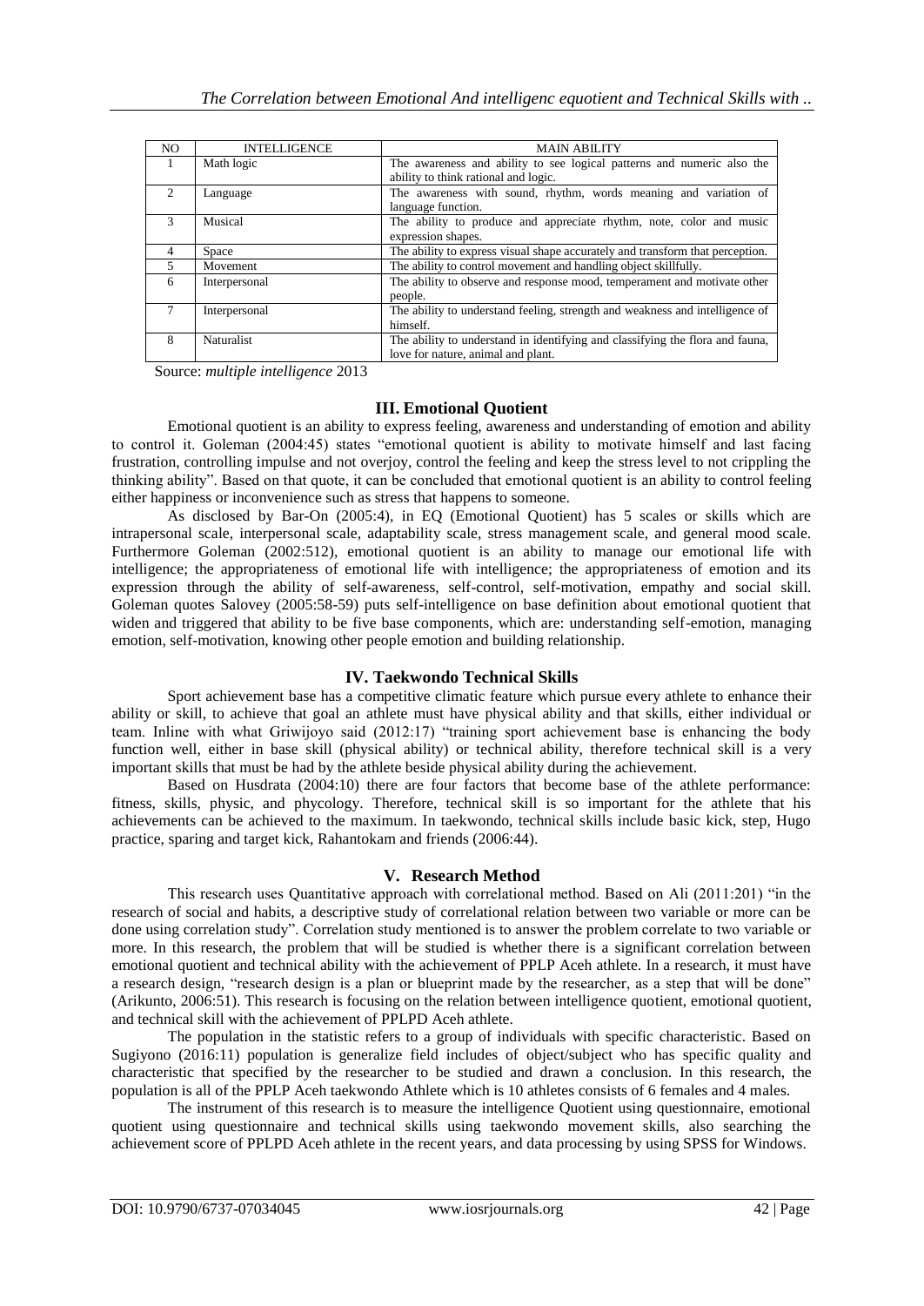| NO | INTELLIGENCE | MAIN ABILITY |
| --- | --- | --- |
| 1 | Math logic | The awareness and ability to see logical patterns and numeric also the ability to think rational and logic. |
| 2 | Language | The awareness with sound, rhythm, words meaning and variation of language function. |
| 3 | Musical | The ability to produce and appreciate rhythm, note, color and music expression shapes. |
| 4 | Space | The ability to express visual shape accurately and transform that perception. |
| 5 | Movement | The ability to control movement and handling object skillfully. |
| 6 | Interpersonal | The ability to observe and response mood, temperament and motivate other people. |
| 7 | Interpersonal | The ability to understand feeling, strength and weakness and intelligence of himself. |
| 8 | Naturalist | The ability to understand in identifying and classifying the flora and fauna, love for nature, animal and plant. |

Source: *multiple intelligence* 2013

## III. Emotional Quotient

Emotional quotient is an ability to express feeling, awareness and understanding of emotion and ability to control it. Goleman (2004:45) states "emotional quotient is ability to motivate himself and last facing frustration, controlling impulse and not overjoy, control the feeling and keep the stress level to not crippling the thinking ability". Based on that quote, it can be concluded that emotional quotient is an ability to control feeling either happiness or inconvenience such as stress that happens to someone.

As disclosed by Bar-On (2005:4), in EQ (Emotional Quotient) has 5 scales or skills which are intrapersonal scale, interpersonal scale, adaptability scale, stress management scale, and general mood scale. Furthermore Goleman (2002:512), emotional quotient is an ability to manage our emotional life with intelligence; the appropriateness of emotional life with intelligence; the appropriateness of emotion and its expression through the ability of self-awareness, self-control, self-motivation, empathy and social skill. Goleman quotes Salovey (2005:58-59) puts self-intelligence on base definition about emotional quotient that widen and triggered that ability to be five base components, which are: understanding self-emotion, managing emotion, self-motivation, knowing other people emotion and building relationship.

## IV. Taekwondo Technical Skills

Sport achievement base has a competitive climatic feature which pursue every athlete to enhance their ability or skill, to achieve that goal an athlete must have physical ability and that skills, either individual or team. Inline with what Griwijoyo said (2012:17) "training sport achievement base is enhancing the body function well, either in base skill (physical ability) or technical ability, therefore technical skill is a very important skills that must be had by the athlete beside physical ability during the achievement.

Based on Husdrata (2004:10) there are four factors that become base of the athlete performance: fitness, skills, physic, and phycology. Therefore, technical skill is so important for the athlete that his achievements can be achieved to the maximum. In taekwondo, technical skills include basic kick, step, Hugo practice, sparing and target kick, Rahantokam and friends (2006:44).

## V. Research Method

This research uses Quantitative approach with correlational method. Based on Ali (2011:201) "in the research of social and habits, a descriptive study of correlational relation between two variable or more can be done using correlation study". Correlation study mentioned is to answer the problem correlate to two variable or more. In this research, the problem that will be studied is whether there is a significant correlation between emotional quotient and technical ability with the achievement of PPLP Aceh athlete. In a research, it must have a research design, "research design is a plan or blueprint made by the researcher, as a step that will be done" (Arikunto, 2006:51). This research is focusing on the relation between intelligence quotient, emotional quotient, and technical skill with the achievement of PPLPD Aceh athlete.

The population in the statistic refers to a group of individuals with specific characteristic. Based on Sugiyono (2016:11) population is generalize field includes of object/subject who has specific quality and characteristic that specified by the researcher to be studied and drawn a conclusion. In this research, the population is all of the PPLP Aceh taekwondo Athlete which is 10 athletes consists of 6 females and 4 males.

The instrument of this research is to measure the intelligence Quotient using questionnaire, emotional quotient using questionnaire and technical skills using taekwondo movement skills, also searching the achievement score of PPLPD Aceh athlete in the recent years, and data processing by using SPSS for Windows.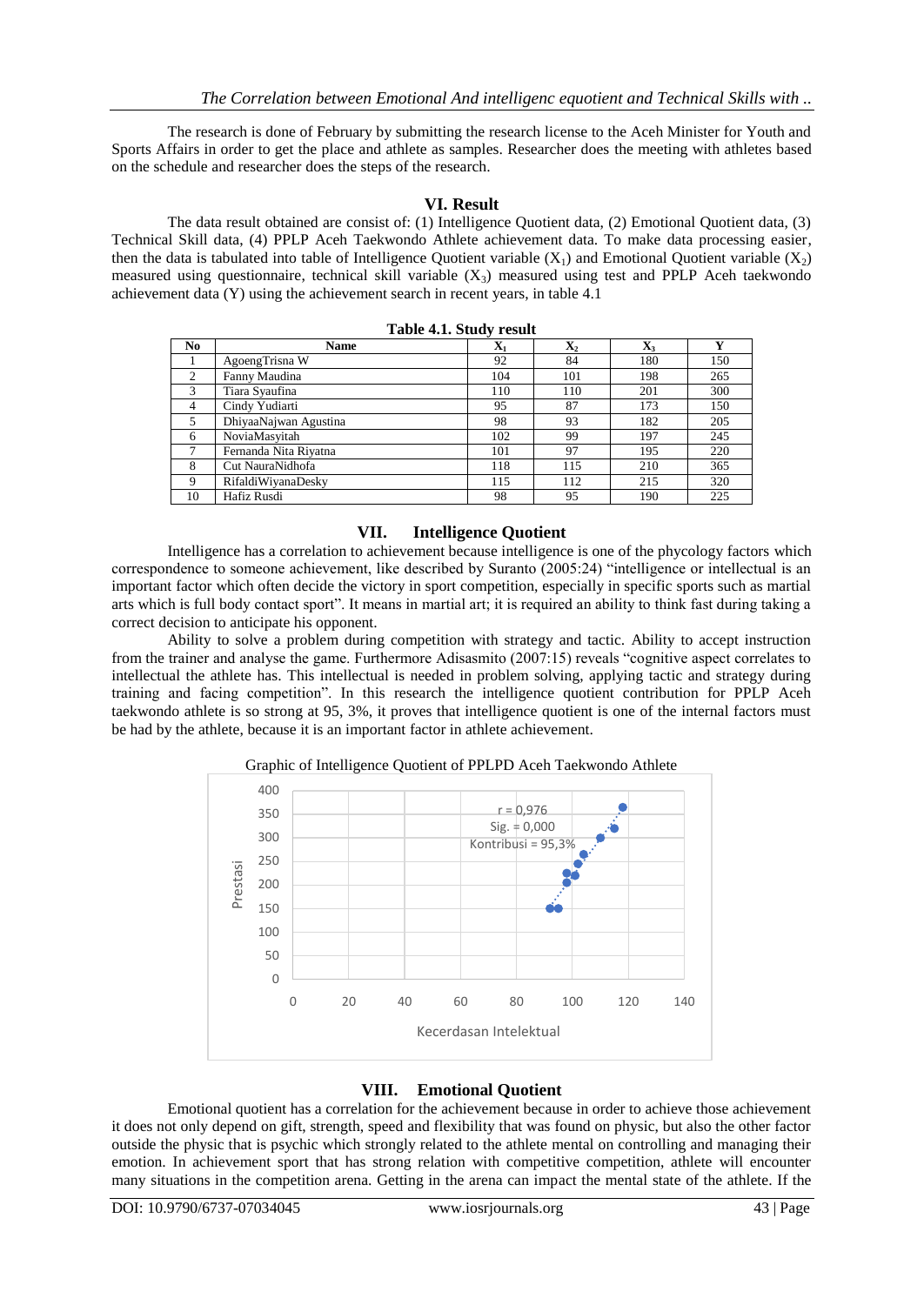The research is done of February by submitting the research license to the Aceh Minister for Youth and Sports Affairs in order to get the place and athlete as samples. Researcher does the meeting with athletes based on the schedule and researcher does the steps of the research.

## VI. Result

The data result obtained are consist of: (1) Intelligence Quotient data, (2) Emotional Quotient data, (3) Technical Skill data, (4) PPLP Aceh Taekwondo Athlete achievement data. To make data processing easier, then the data is tabulated into table of Intelligence Quotient variable ($X_1$) and Emotional Quotient variable ($X_2$) measured using questionnaire, technical skill variable ($X_3$) measured using test and PPLP Aceh taekwondo achievement data (Y) using the achievement search in recent years, in table 4.1

**Table 4.1. Study result**

| No | Name | $X_1$ | $X_2$ | $X_3$ | Y |
|---|---|---|---|---|---|
| 1 | AgoengTrisna W | 92 | 84 | 180 | 150 |
| 2 | Fanny Maudina | 104 | 101 | 198 | 265 |
| 3 | Tiara Syaufina | 110 | 110 | 201 | 300 |
| 4 | Cindy Yudiarti | 95 | 87 | 173 | 150 |
| 5 | DhiyaaNajwan Agustina | 98 | 93 | 182 | 205 |
| 6 | NoviaMasyitah | 102 | 99 | 197 | 245 |
| 7 | Fernanda Nita Riyatna | 101 | 97 | 195 | 220 |
| 8 | Cut NauraNidhofa | 118 | 115 | 210 | 365 |
| 9 | RifaldiWiyanaDesky | 115 | 112 | 215 | 320 |
| 10 | Hafiz Rusdi | 98 | 95 | 190 | 225 |

## VII. Intelligence Quotient

Intelligence has a correlation to achievement because intelligence is one of the phycology factors which correspondence to someone achievement, like described by Suranto (2005:24) "intelligence or intellectual is an important factor which often decide the victory in sport competition, especially in specific sports such as martial arts which is full body contact sport". It means in martial art; it is required an ability to think fast during taking a correct decision to anticipate his opponent.

Ability to solve a problem during competition with strategy and tactic. Ability to accept instruction from the trainer and analyse the game. Furthermore Adisasmito (2007:15) reveals "cognitive aspect correlates to intellectual the athlete has. This intellectual is needed in problem solving, applying tactic and strategy during training and facing competition". In this research the intelligence quotient contribution for PPLP Aceh taekwondo athlete is so strong at 95, 3%, it proves that intelligence quotient is one of the internal factors must be had by the athlete, because it is an important factor in athlete achievement.

Graphic of Intelligence Quotient of PPLPD Aceh Taekwondo Athlete

## VIII. Emotional Quotient

Emotional quotient has a correlation for the achievement because in order to achieve those achievement it does not only depend on gift, strength, speed and flexibility that was found on physic, but also the other factor outside the physic that is psychic which strongly related to the athlete mental on controlling and managing their emotion. In achievement sport that has strong relation with competitive competition, athlete will encounter many situations in the competition arena. Getting in the arena can impact the mental state of the athlete. If the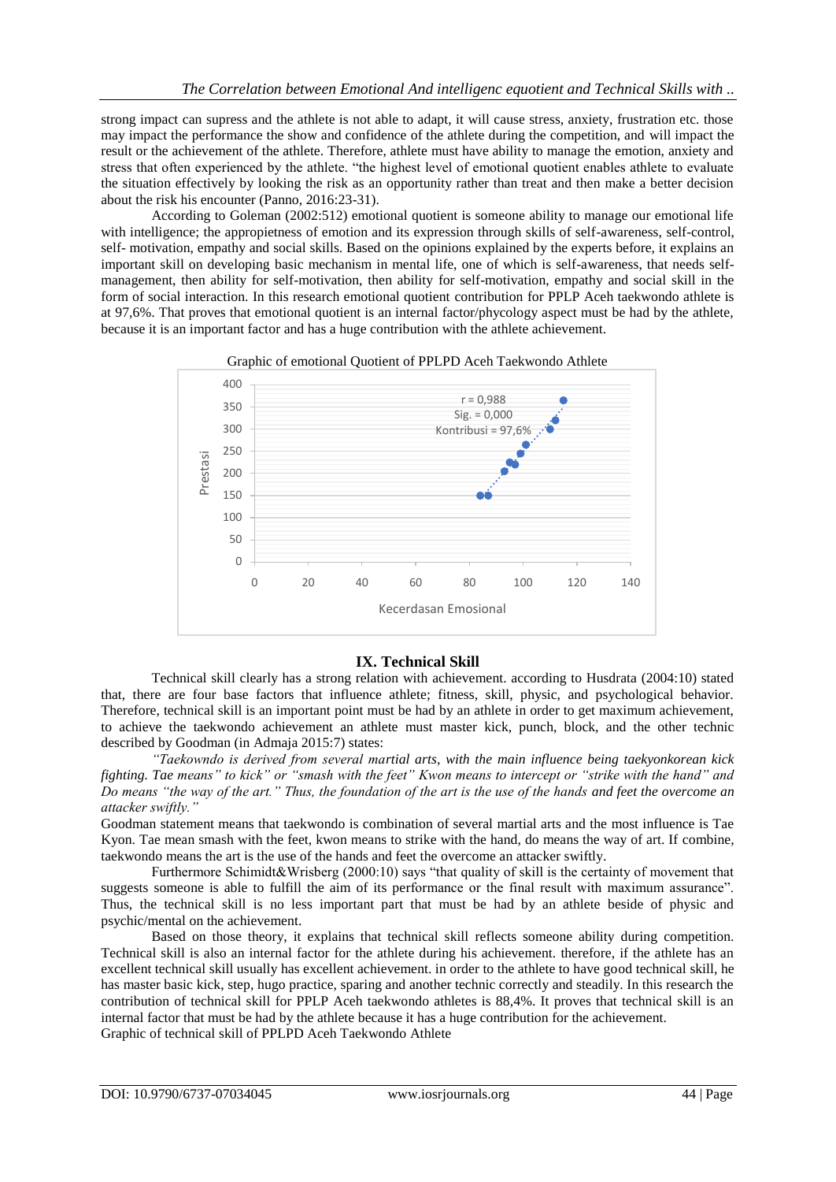strong impact can supress and the athlete is not able to adapt, it will cause stress, anxiety, frustration etc. those may impact the performance the show and confidence of the athlete during the competition, and will impact the result or the achievement of the athlete. Therefore, athlete must have ability to manage the emotion, anxiety and stress that often experienced by the athlete. "the highest level of emotional quotient enables athlete to evaluate the situation effectively by looking the risk as an opportunity rather than treat and then make a better decision about the risk his encounter (Panno, 2016:23-31).

According to Goleman (2002:512) emotional quotient is someone ability to manage our emotional life with intelligence; the appropietness of emotion and its expression through skills of self-awareness, self-control, self- motivation, empathy and social skills. Based on the opinions explained by the experts before, it explains an important skill on developing basic mechanism in mental life, one of which is self-awareness, that needs self-management, then ability for self-motivation, then ability for self-motivation, empathy and social skill in the form of social interaction. In this research emotional quotient contribution for PPLP Aceh taekwondo athlete is at 97,6%. That proves that emotional quotient is an internal factor/phycology aspect must be had by the athlete, because it is an important factor and has a huge contribution with the athlete achievement.

Graphic of emotional Quotient of PPLPD Aceh Taekwondo Athlete

r = 0,988
Sig. = 0,000
Kontribusi = 97,6%

Prestasi

Kecerdasan Emosional

## IX. Technical Skill

Technical skill clearly has a strong relation with achievement. according to Husdrata (2004:10) stated that, there are four base factors that influence athlete; fitness, skill, physic, and psychological behavior. Therefore, technical skill is an important point must be had by an athlete in order to get maximum achievement, to achieve the taekwondo achievement an athlete must master kick, punch, block, and the other technic described by Goodman (in Admaja 2015:7) states:

*"Taekowndo is derived from several martial arts, with the main influence being taekyonkorean kick fighting. Tae means" to kick" or "smash with the feet" Kwon means to intercept or "strike with the hand" and Do means "the way of the art." Thus, the foundation of the art is the use of the hands and feet the overcome an attacker swiftly."*

Goodman statement means that taekwondo is combination of several martial arts and the most influence is Tae Kyon. Tae mean smash with the feet, kwon means to strike with the hand, do means the way of art. If combine, taekwondo means the art is the use of the hands and feet the overcome an attacker swiftly.

Furthermore Schimidt&Wrisberg (2000:10) says "that quality of skill is the certainty of movement that suggests someone is able to fulfill the aim of its performance or the final result with maximum assurance". Thus, the technical skill is no less important part that must be had by an athlete beside of physic and psychic/mental on the achievement.

Based on those theory, it explains that technical skill reflects someone ability during competition. Technical skill is also an internal factor for the athlete during his achievement. therefore, if the athlete has an excellent technical skill usually has excellent achievement. in order to the athlete to have good technical skill, he has master basic kick, step, hugo practice, sparing and another technic correctly and steadily. In this research the contribution of technical skill for PPLP Aceh taekwondo athletes is 88,4%. It proves that technical skill is an internal factor that must be had by the athlete because it has a huge contribution for the achievement.

Graphic of technical skill of PPLPD Aceh Taekwondo Athlete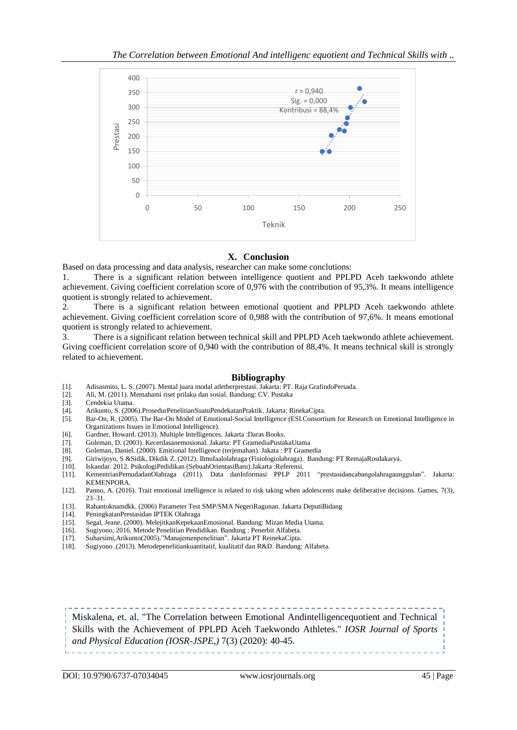400
350
300
250
200
150
100
50
0

Prestasi

r = 0,940
Sig. = 0,000
Kontribusi = 88,4%

0 50 100 150 200 250

Teknik

## X. Conclusion

Based on data processing and data analysis, researcher can make some conclutions:

1. There is a significant relation between intelligence quotient and PPLPD Aceh taekwondo athlete achievement. Giving coefficient correlation score of 0,976 with the contribution of 95,3%. It means intelligence quotient is strongly related to achievement.
2. There is a significant relation between emotional quotient and PPLPD Aceh taekwondo athlete achievement. Giving coefficient correlation score of 0,988 with the contribution of 97,6%. It means emotional quotient is strongly related to achievement.
3. There is a significant relation between technical skill and PPLPD Aceh taekwondo athlete achievement. Giving coefficient correlation score of 0,940 with the contribution of 88,4%. It means technical skill is strongly related to achievement.

## Bibliography

[1]. Adisasmito, L. S. (2007). Mental juara modal atletberprestasi. Jakarta: PT. Raja GrafindoPersada.
[2]. Ali, M. (2011). Memahami riset prilaku dan sosial. Bandung: CV. Pustaka
[3]. Cendekia Utama.
[4]. Arikunto, S. (2006).ProsedurPenelitianSuatuPendekatanPraktik. Jakarta: RinekaCipta.
[5]. Bar-On, R. (2005). The Bar-On Model of Emotional-Social Intelligence (ESI.Consortium for Research on Emotional Intelligence in Organizations Issues in Emotional Intelligence).
[6]. Gardner, Howard. (2013). Multiple Intelligences. Jakarta :Daras Books.
[7]. Goleman, D. (2003). Kecerdasanemosional. Jakarta: PT GramediaPustakaUtama
[8]. Goleman, Daniel. (2000). Emitional Intelligence (terjemahan). Jakata : PT Gramedia
[9]. Giriwijoyo, S &Sidik, Dikdik Z. (2012). Ilmufaalolahraga (Fisiologiolahraga). Bandung: PT RemajaRosdakarya.
[10]. Iskandar. 2012. PsikologiPedidikan (SebuahOrientasiBaru).Jakarta :Referensi.
[11]. KementrianPemudadanOlahraga (2011). Data danInformasi PPLP 2011 "prestasidancabangolahragaunggulan". Jakarta: KEMENPORA.
[12]. Panno, A. (2016). Trait emotional intelligence is related to risk taking when adolescents make deliberative decisions. Games, 7(3), 23–31.
[13]. Rahantoknamdkk. (2006) Parameter Test SMP/SMA NegeriRagunan. Jakarta DeputiBidang
[14]. PeningkatanPrestasidan IPTEK Olahraga
[15]. Segal, Jeane. (2000). MelejitkanKepekaanEmosional. Bandung: Mizan Media Utama.
[16]. Sugiyono, 2016. Metode Penelitian Pendidikan. Bandung : Penerbit Alfabeta.
[17]. Suharsimi,Arikunto(2005)."Manajemenpenelitian". Jakarta PT ReinekaCipta.
[18]. Sugiyono .(2013). Metodepenelitiankuantitatif, kualitatif dan R&D. Bandung: Alfabeta.

Miskalena, et. al. "The Correlation between Emotional Andintelligencequotient and Technical Skills with the Achievement of PPLPD Aceh Taekwondo Athletes." *IOSR Journal of Sports and Physical Education (IOSR-JSPE,)* 7(3) (2020): 40-45.